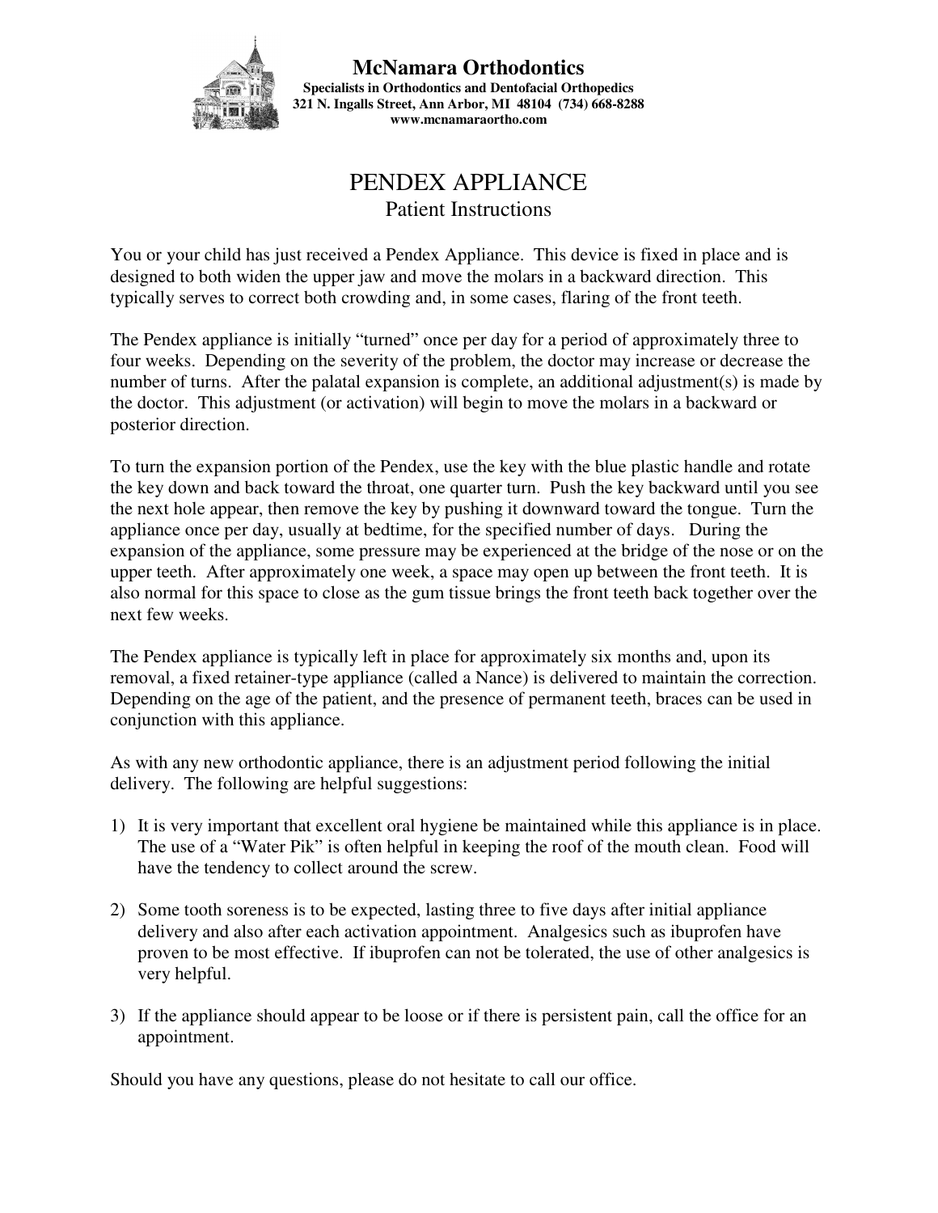**McNamara Orthodontics**
**Specialists in Orthodontics and Dentofacial Orthopedics**
**321 N. Ingalls Street, Ann Arbor, MI 48104 (734) 668-8288**
**www.mcnamaraortho.com**

# PENDEX APPLIANCE

## Patient Instructions

You or your child has just received a Pendex Appliance. This device is fixed in place and is designed to both widen the upper jaw and move the molars in a backward direction. This typically serves to correct both crowding and, in some cases, flaring of the front teeth.

The Pendex appliance is initially "turned" once per day for a period of approximately three to four weeks. Depending on the severity of the problem, the doctor may increase or decrease the number of turns. After the palatal expansion is complete, an additional adjustment(s) is made by the doctor. This adjustment (or activation) will begin to move the molars in a backward or posterior direction.

To turn the expansion portion of the Pendex, use the key with the blue plastic handle and rotate the key down and back toward the throat, one quarter turn. Push the key backward until you see the next hole appear, then remove the key by pushing it downward toward the tongue. Turn the appliance once per day, usually at bedtime, for the specified number of days. During the expansion of the appliance, some pressure may be experienced at the bridge of the nose or on the upper teeth. After approximately one week, a space may open up between the front teeth. It is also normal for this space to close as the gum tissue brings the front teeth back together over the next few weeks.

The Pendex appliance is typically left in place for approximately six months and, upon its removal, a fixed retainer-type appliance (called a Nance) is delivered to maintain the correction. Depending on the age of the patient, and the presence of permanent teeth, braces can be used in conjunction with this appliance.

As with any new orthodontic appliance, there is an adjustment period following the initial delivery. The following are helpful suggestions:

1) It is very important that excellent oral hygiene be maintained while this appliance is in place. The use of a "Water Pik" is often helpful in keeping the roof of the mouth clean. Food will have the tendency to collect around the screw.

2) Some tooth soreness is to be expected, lasting three to five days after initial appliance delivery and also after each activation appointment. Analgesics such as ibuprofen have proven to be most effective. If ibuprofen can not be tolerated, the use of other analgesics is very helpful.

3) If the appliance should appear to be loose or if there is persistent pain, call the office for an appointment.

Should you have any questions, please do not hesitate to call our office.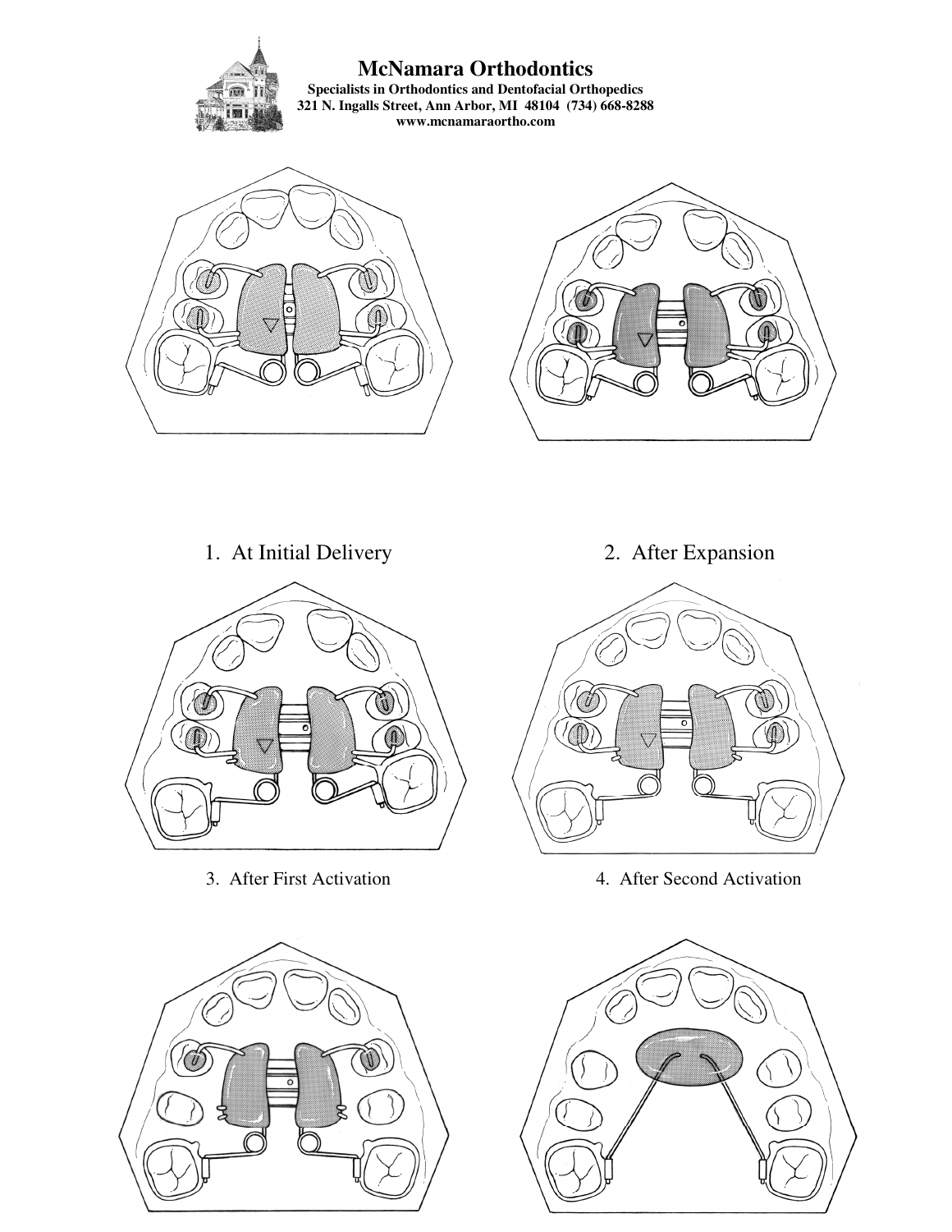# McNamara Orthodontics

**Specialists in Orthodontics and Dentofacial Orthopedics**
**321 N. Ingalls Street, Ann Arbor, MI 48104 (734) 668-8288**
**www.mcnamaraortho.com**

1. At Initial Delivery

2. After Expansion

3. After First Activation

4. After Second Activation